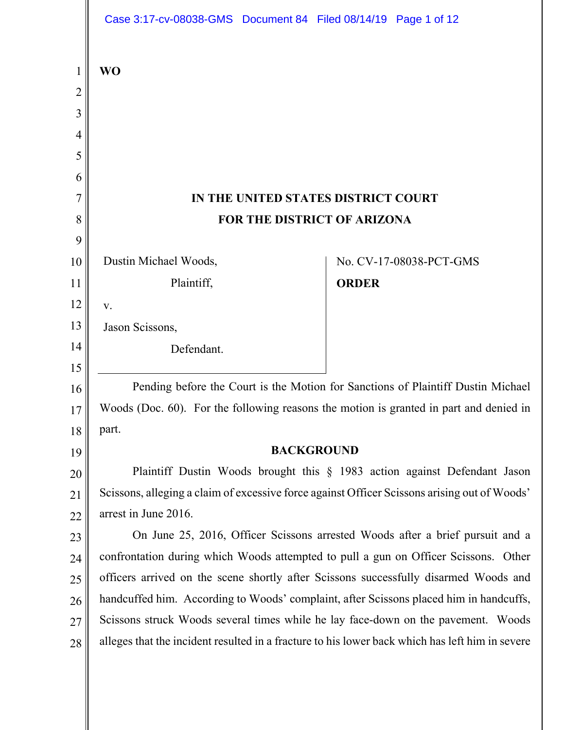**WO**

**IN THE UNITED STATES DISTRICT COURT**
**FOR THE DISTRICT OF ARIZONA**

| | |
|---|---|
| Dustin Michael Woods,<br>Plaintiff,<br>v.<br>Jason Scissons,<br>Defendant. | No. CV-17-08038-PCT-GMS<br>**ORDER** |

Pending before the Court is the Motion for Sanctions of Plaintiff Dustin Michael Woods (Doc. 60). For the following reasons the motion is granted in part and denied in part.

**BACKGROUND**

Plaintiff Dustin Woods brought this § 1983 action against Defendant Jason Scissons, alleging a claim of excessive force against Officer Scissons arising out of Woods' arrest in June 2016.

On June 25, 2016, Officer Scissons arrested Woods after a brief pursuit and a confrontation during which Woods attempted to pull a gun on Officer Scissons. Other officers arrived on the scene shortly after Scissons successfully disarmed Woods and handcuffed him. According to Woods' complaint, after Scissons placed him in handcuffs, Scissons struck Woods several times while he lay face-down on the pavement. Woods alleges that the incident resulted in a fracture to his lower back which has left him in severe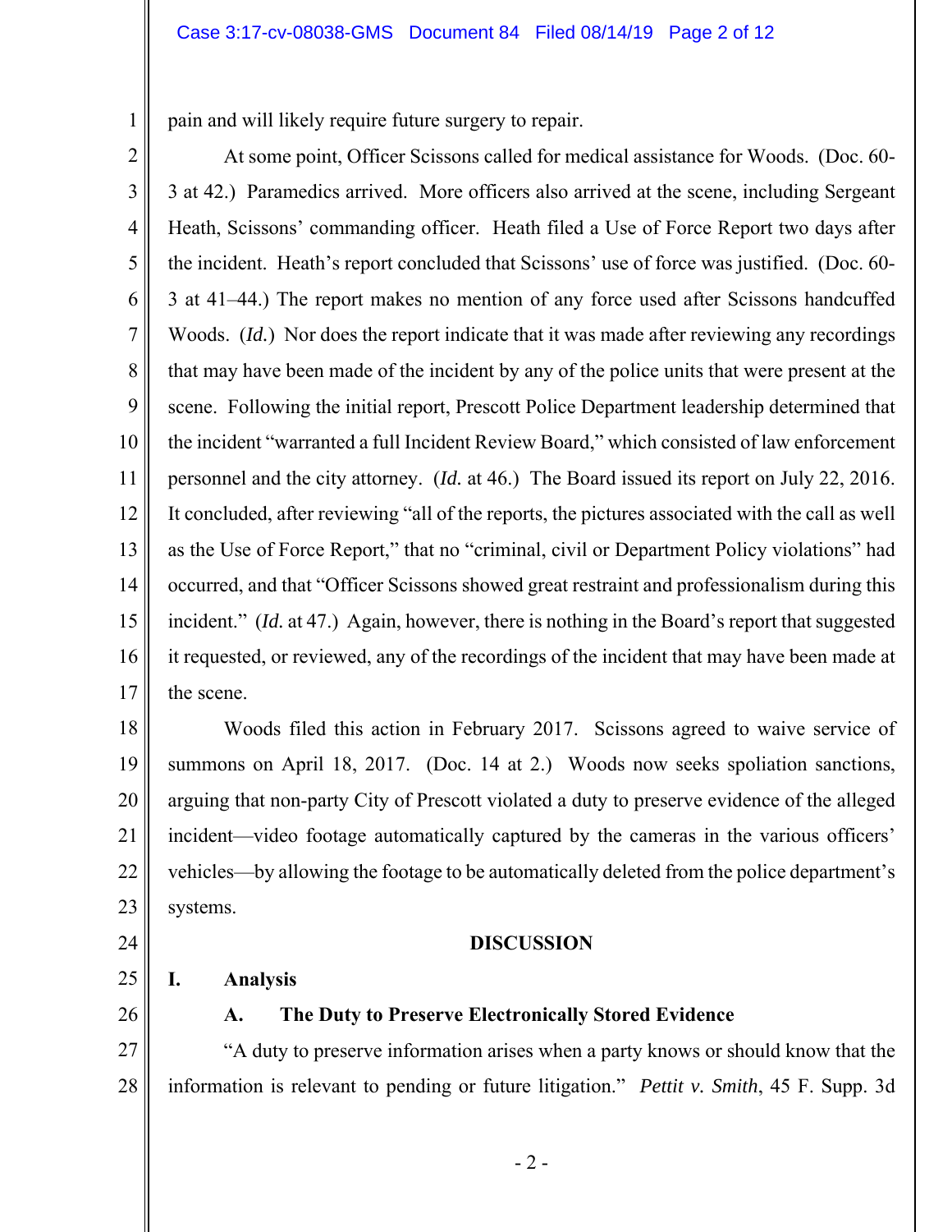pain and will likely require future surgery to repair.

At some point, Officer Scissons called for medical assistance for Woods. (Doc. 60-3 at 42.) Paramedics arrived. More officers also arrived at the scene, including Sergeant Heath, Scissons' commanding officer. Heath filed a Use of Force Report two days after the incident. Heath's report concluded that Scissons' use of force was justified. (Doc. 60-3 at 41–44.) The report makes no mention of any force used after Scissons handcuffed Woods. (*Id.*) Nor does the report indicate that it was made after reviewing any recordings that may have been made of the incident by any of the police units that were present at the scene. Following the initial report, Prescott Police Department leadership determined that the incident "warranted a full Incident Review Board," which consisted of law enforcement personnel and the city attorney. (*Id.* at 46.) The Board issued its report on July 22, 2016. It concluded, after reviewing "all of the reports, the pictures associated with the call as well as the Use of Force Report," that no "criminal, civil or Department Policy violations" had occurred, and that "Officer Scissons showed great restraint and professionalism during this incident." (*Id.* at 47.) Again, however, there is nothing in the Board's report that suggested it requested, or reviewed, any of the recordings of the incident that may have been made at the scene.

Woods filed this action in February 2017. Scissons agreed to waive service of summons on April 18, 2017. (Doc. 14 at 2.) Woods now seeks spoliation sanctions, arguing that non-party City of Prescott violated a duty to preserve evidence of the alleged incident—video footage automatically captured by the cameras in the various officers' vehicles—by allowing the footage to be automatically deleted from the police department's systems.

## DISCUSSION

### I. Analysis

#### A. The Duty to Preserve Electronically Stored Evidence

"A duty to preserve information arises when a party knows or should know that the information is relevant to pending or future litigation." *Pettit v. Smith*, 45 F. Supp. 3d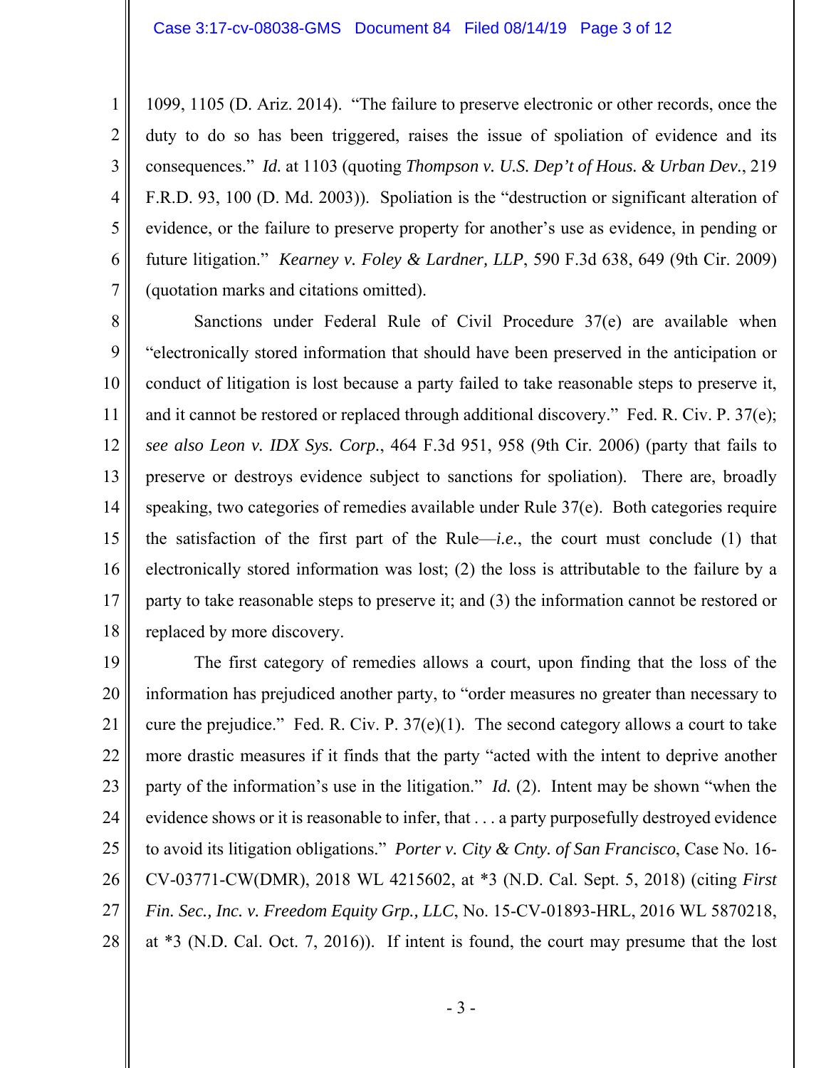1099, 1105 (D. Ariz. 2014). "The failure to preserve electronic or other records, once the duty to do so has been triggered, raises the issue of spoliation of evidence and its consequences." *Id.* at 1103 (quoting *Thompson v. U.S. Dep't of Hous. & Urban Dev.*, 219 F.R.D. 93, 100 (D. Md. 2003)). Spoliation is the "destruction or significant alteration of evidence, or the failure to preserve property for another's use as evidence, in pending or future litigation." *Kearney v. Foley & Lardner, LLP*, 590 F.3d 638, 649 (9th Cir. 2009) (quotation marks and citations omitted).

Sanctions under Federal Rule of Civil Procedure 37(e) are available when "electronically stored information that should have been preserved in the anticipation or conduct of litigation is lost because a party failed to take reasonable steps to preserve it, and it cannot be restored or replaced through additional discovery." Fed. R. Civ. P. 37(e); *see also Leon v. IDX Sys. Corp.*, 464 F.3d 951, 958 (9th Cir. 2006) (party that fails to preserve or destroys evidence subject to sanctions for spoliation). There are, broadly speaking, two categories of remedies available under Rule 37(e). Both categories require the satisfaction of the first part of the Rule—*i.e.*, the court must conclude (1) that electronically stored information was lost; (2) the loss is attributable to the failure by a party to take reasonable steps to preserve it; and (3) the information cannot be restored or replaced by more discovery.

The first category of remedies allows a court, upon finding that the loss of the information has prejudiced another party, to "order measures no greater than necessary to cure the prejudice." Fed. R. Civ. P. 37(e)(1). The second category allows a court to take more drastic measures if it finds that the party "acted with the intent to deprive another party of the information's use in the litigation." *Id.* (2). Intent may be shown "when the evidence shows or it is reasonable to infer, that . . . a party purposefully destroyed evidence to avoid its litigation obligations." *Porter v. City & Cnty. of San Francisco*, Case No. 16-CV-03771-CW(DMR), 2018 WL 4215602, at *3 (N.D. Cal. Sept. 5, 2018) (citing *First Fin. Sec., Inc. v. Freedom Equity Grp., LLC*, No. 15-CV-01893-HRL, 2016 WL 5870218, at *3 (N.D. Cal. Oct. 7, 2016)). If intent is found, the court may presume that the lost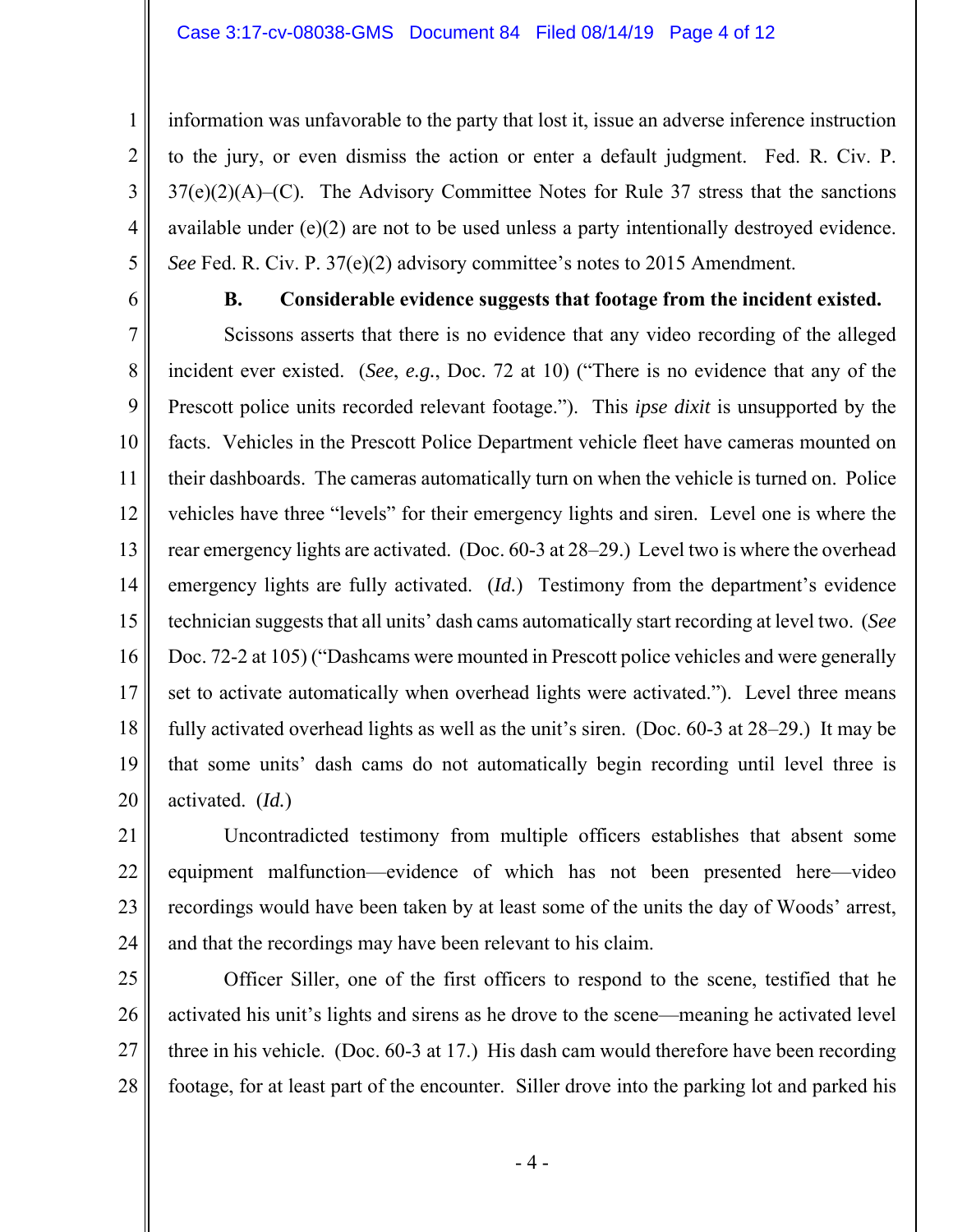information was unfavorable to the party that lost it, issue an adverse inference instruction to the jury, or even dismiss the action or enter a default judgment. Fed. R. Civ. P. 37(e)(2)(A)–(C). The Advisory Committee Notes for Rule 37 stress that the sanctions available under (e)(2) are not to be used unless a party intentionally destroyed evidence. *See* Fed. R. Civ. P. 37(e)(2) advisory committee's notes to 2015 Amendment.

**B. Considerable evidence suggests that footage from the incident existed.**

Scissons asserts that there is no evidence that any video recording of the alleged incident ever existed. (*See*, *e.g.*, Doc. 72 at 10) ("There is no evidence that any of the Prescott police units recorded relevant footage."). This *ipse dixit* is unsupported by the facts. Vehicles in the Prescott Police Department vehicle fleet have cameras mounted on their dashboards. The cameras automatically turn on when the vehicle is turned on. Police vehicles have three "levels" for their emergency lights and siren. Level one is where the rear emergency lights are activated. (Doc. 60-3 at 28–29.) Level two is where the overhead emergency lights are fully activated. (*Id.*) Testimony from the department's evidence technician suggests that all units' dash cams automatically start recording at level two. (*See* Doc. 72-2 at 105) ("Dashcams were mounted in Prescott police vehicles and were generally set to activate automatically when overhead lights were activated."). Level three means fully activated overhead lights as well as the unit's siren. (Doc. 60-3 at 28–29.) It may be that some units' dash cams do not automatically begin recording until level three is activated. (*Id.*)

Uncontradicted testimony from multiple officers establishes that absent some equipment malfunction—evidence of which has not been presented here—video recordings would have been taken by at least some of the units the day of Woods' arrest, and that the recordings may have been relevant to his claim.

Officer Siller, one of the first officers to respond to the scene, testified that he activated his unit's lights and sirens as he drove to the scene—meaning he activated level three in his vehicle. (Doc. 60-3 at 17.) His dash cam would therefore have been recording footage, for at least part of the encounter. Siller drove into the parking lot and parked his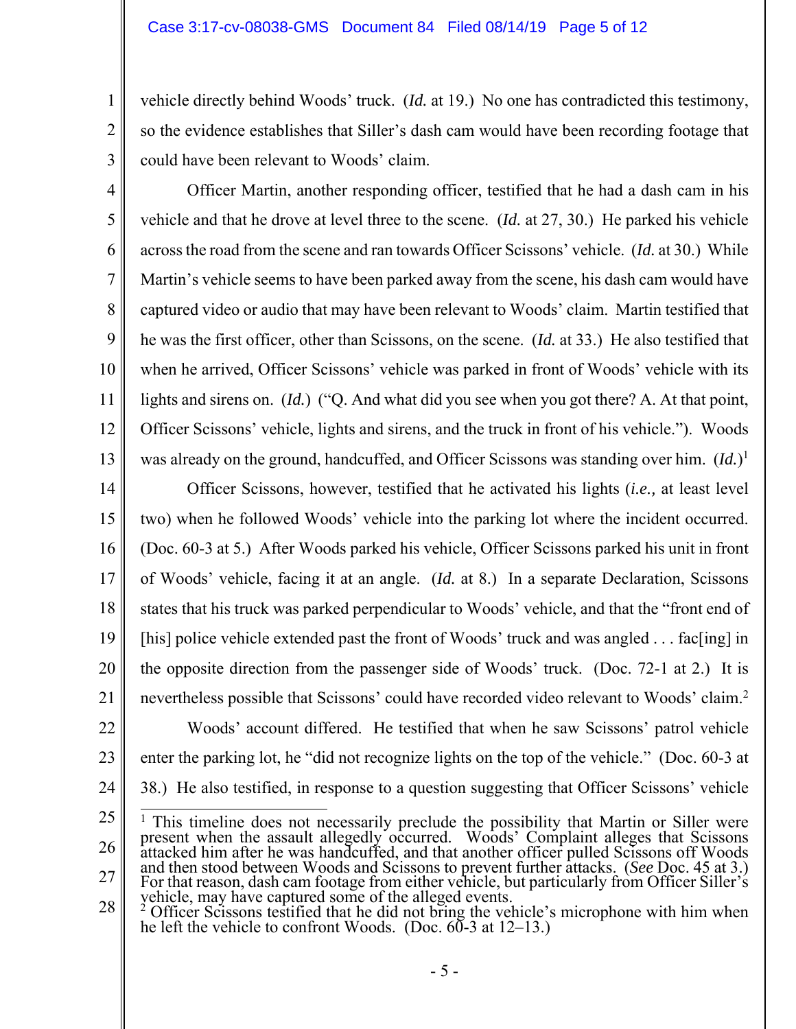vehicle directly behind Woods' truck. (*Id.* at 19.) No one has contradicted this testimony, so the evidence establishes that Siller's dash cam would have been recording footage that could have been relevant to Woods' claim.

Officer Martin, another responding officer, testified that he had a dash cam in his vehicle and that he drove at level three to the scene. (*Id.* at 27, 30.) He parked his vehicle across the road from the scene and ran towards Officer Scissons' vehicle. (*Id.* at 30.) While Martin's vehicle seems to have been parked away from the scene, his dash cam would have captured video or audio that may have been relevant to Woods' claim. Martin testified that he was the first officer, other than Scissons, on the scene. (*Id.* at 33.) He also testified that when he arrived, Officer Scissons' vehicle was parked in front of Woods' vehicle with its lights and sirens on. (*Id.*) ("Q. And what did you see when you got there? A. At that point, Officer Scissons' vehicle, lights and sirens, and the truck in front of his vehicle."). Woods was already on the ground, handcuffed, and Officer Scissons was standing over him. (*Id.*)[1]

Officer Scissons, however, testified that he activated his lights (*i.e.,* at least level two) when he followed Woods' vehicle into the parking lot where the incident occurred. (Doc. 60-3 at 5.) After Woods parked his vehicle, Officer Scissons parked his unit in front of Woods' vehicle, facing it at an angle. (*Id.* at 8.) In a separate Declaration, Scissons states that his truck was parked perpendicular to Woods' vehicle, and that the "front end of [his] police vehicle extended past the front of Woods' truck and was angled . . . fac[ing] in the opposite direction from the passenger side of Woods' truck. (Doc. 72-1 at 2.) It is nevertheless possible that Scissons' could have recorded video relevant to Woods' claim.[2]

Woods' account differed. He testified that when he saw Scissons' patrol vehicle enter the parking lot, he "did not recognize lights on the top of the vehicle." (Doc. 60-3 at 38.) He also testified, in response to a question suggesting that Officer Scissons' vehicle

---

[1] This timeline does not necessarily preclude the possibility that Martin or Siller were present when the assault allegedly occurred. Woods' Complaint alleges that Scissons attacked him after he was handcuffed, and that another officer pulled Scissons off Woods and then stood between Woods and Scissons to prevent further attacks. (*See* Doc. 45 at 3.) For that reason, dash cam footage from either vehicle, but particularly from Officer Siller's vehicle, may have captured some of the alleged events.

[2] Officer Scissons testified that he did not bring the vehicle's microphone with him when he left the vehicle to confront Woods. (Doc. 60-3 at 12–13.)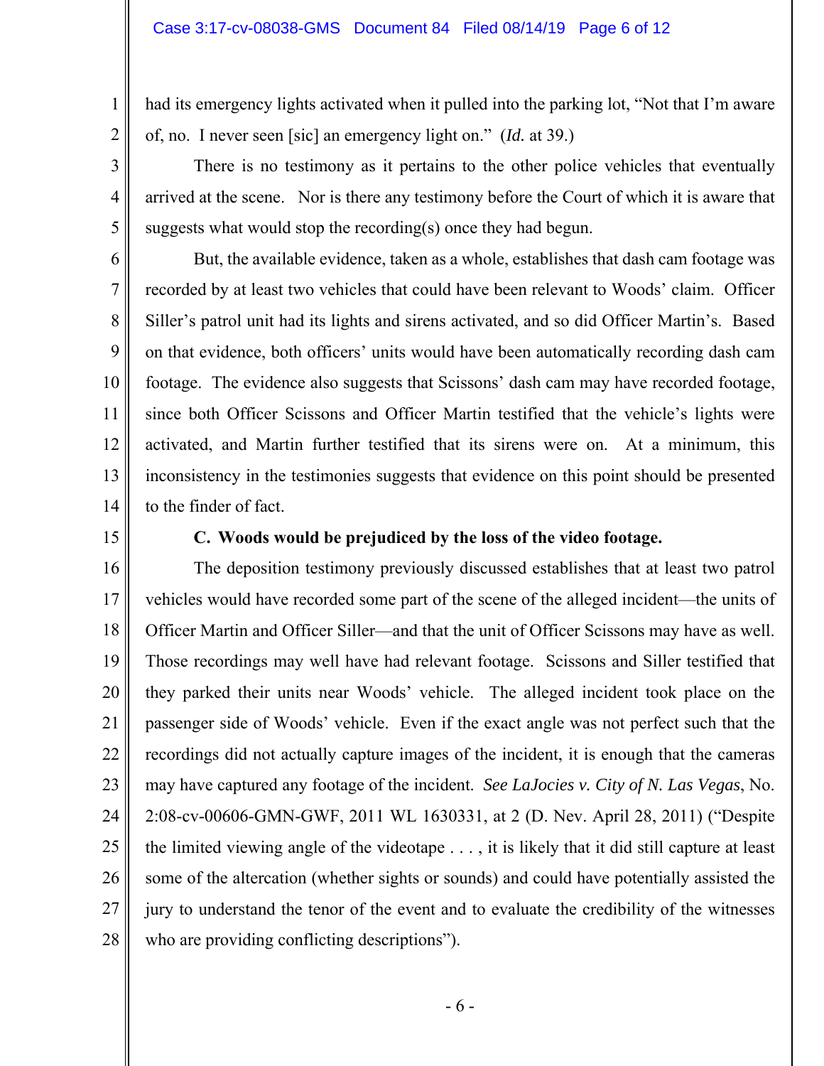had its emergency lights activated when it pulled into the parking lot, "Not that I'm aware of, no. I never seen [sic] an emergency light on." (*Id.* at 39.)

There is no testimony as it pertains to the other police vehicles that eventually arrived at the scene. Nor is there any testimony before the Court of which it is aware that suggests what would stop the recording(s) once they had begun.

But, the available evidence, taken as a whole, establishes that dash cam footage was recorded by at least two vehicles that could have been relevant to Woods' claim. Officer Siller's patrol unit had its lights and sirens activated, and so did Officer Martin's. Based on that evidence, both officers' units would have been automatically recording dash cam footage. The evidence also suggests that Scissons' dash cam may have recorded footage, since both Officer Scissons and Officer Martin testified that the vehicle's lights were activated, and Martin further testified that its sirens were on. At a minimum, this inconsistency in the testimonies suggests that evidence on this point should be presented to the finder of fact.

**C. Woods would be prejudiced by the loss of the video footage.**

The deposition testimony previously discussed establishes that at least two patrol vehicles would have recorded some part of the scene of the alleged incident—the units of Officer Martin and Officer Siller—and that the unit of Officer Scissons may have as well. Those recordings may well have had relevant footage. Scissons and Siller testified that they parked their units near Woods' vehicle. The alleged incident took place on the passenger side of Woods' vehicle. Even if the exact angle was not perfect such that the recordings did not actually capture images of the incident, it is enough that the cameras may have captured any footage of the incident. *See LaJocies v. City of N. Las Vegas*, No. 2:08-cv-00606-GMN-GWF, 2011 WL 1630331, at 2 (D. Nev. April 28, 2011) ("Despite the limited viewing angle of the videotape . . . , it is likely that it did still capture at least some of the altercation (whether sights or sounds) and could have potentially assisted the jury to understand the tenor of the event and to evaluate the credibility of the witnesses who are providing conflicting descriptions").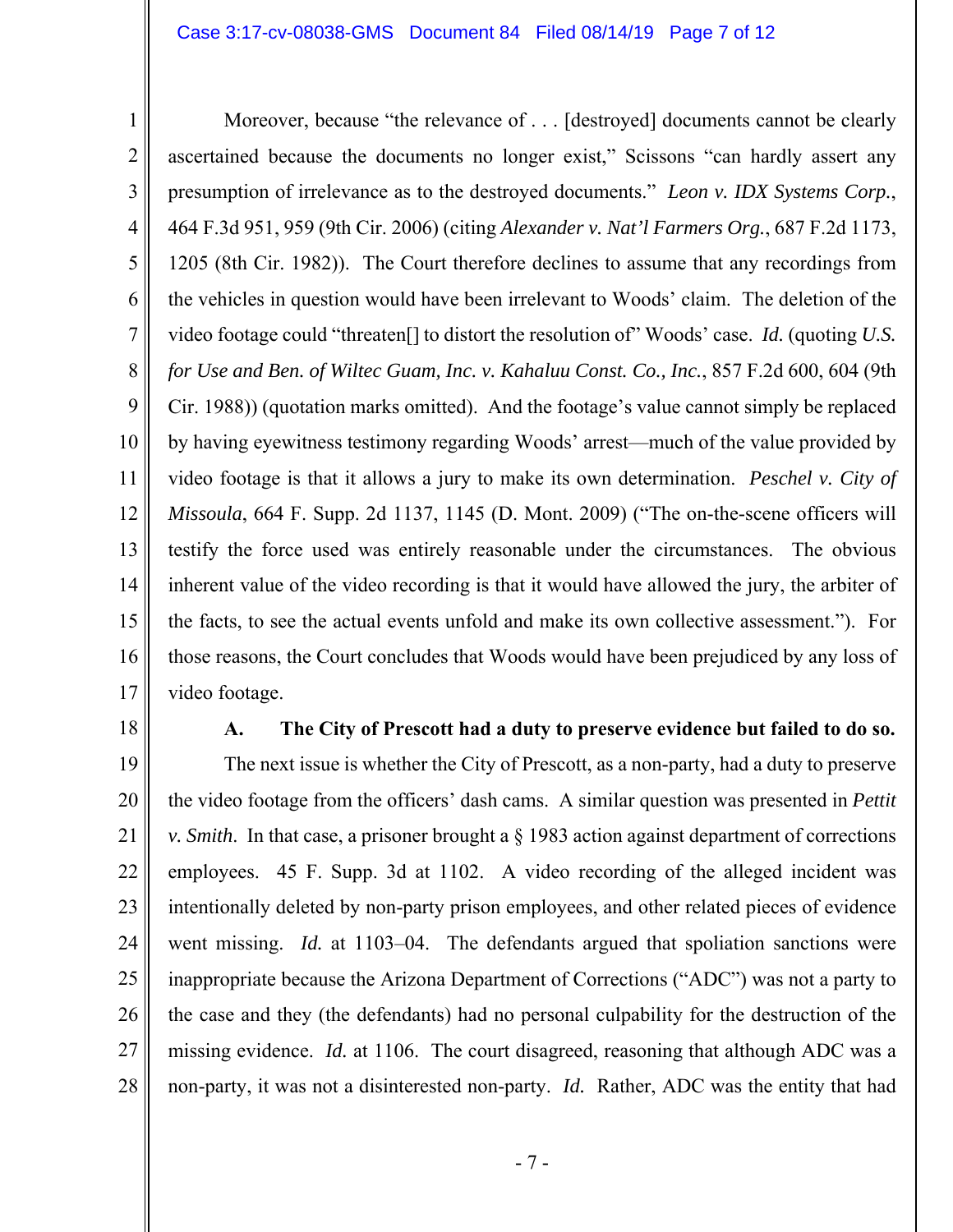Moreover, because "the relevance of . . . [destroyed] documents cannot be clearly ascertained because the documents no longer exist," Scissons "can hardly assert any presumption of irrelevance as to the destroyed documents." *Leon v. IDX Systems Corp.*, 464 F.3d 951, 959 (9th Cir. 2006) (citing *Alexander v. Nat'l Farmers Org.*, 687 F.2d 1173, 1205 (8th Cir. 1982)). The Court therefore declines to assume that any recordings from the vehicles in question would have been irrelevant to Woods' claim. The deletion of the video footage could "threaten[] to distort the resolution of" Woods' case. *Id.* (quoting *U.S. for Use and Ben. of Wiltec Guam, Inc. v. Kahaluu Const. Co., Inc.*, 857 F.2d 600, 604 (9th Cir. 1988)) (quotation marks omitted). And the footage's value cannot simply be replaced by having eyewitness testimony regarding Woods' arrest—much of the value provided by video footage is that it allows a jury to make its own determination. *Peschel v. City of Missoula*, 664 F. Supp. 2d 1137, 1145 (D. Mont. 2009) ("The on-the-scene officers will testify the force used was entirely reasonable under the circumstances. The obvious inherent value of the video recording is that it would have allowed the jury, the arbiter of the facts, to see the actual events unfold and make its own collective assessment."). For those reasons, the Court concludes that Woods would have been prejudiced by any loss of video footage.

**A. The City of Prescott had a duty to preserve evidence but failed to do so.**

The next issue is whether the City of Prescott, as a non-party, had a duty to preserve the video footage from the officers' dash cams. A similar question was presented in *Pettit v. Smith*. In that case, a prisoner brought a § 1983 action against department of corrections employees. 45 F. Supp. 3d at 1102. A video recording of the alleged incident was intentionally deleted by non-party prison employees, and other related pieces of evidence went missing. *Id.* at 1103–04. The defendants argued that spoliation sanctions were inappropriate because the Arizona Department of Corrections ("ADC") was not a party to the case and they (the defendants) had no personal culpability for the destruction of the missing evidence. *Id.* at 1106. The court disagreed, reasoning that although ADC was a non-party, it was not a disinterested non-party. *Id.* Rather, ADC was the entity that had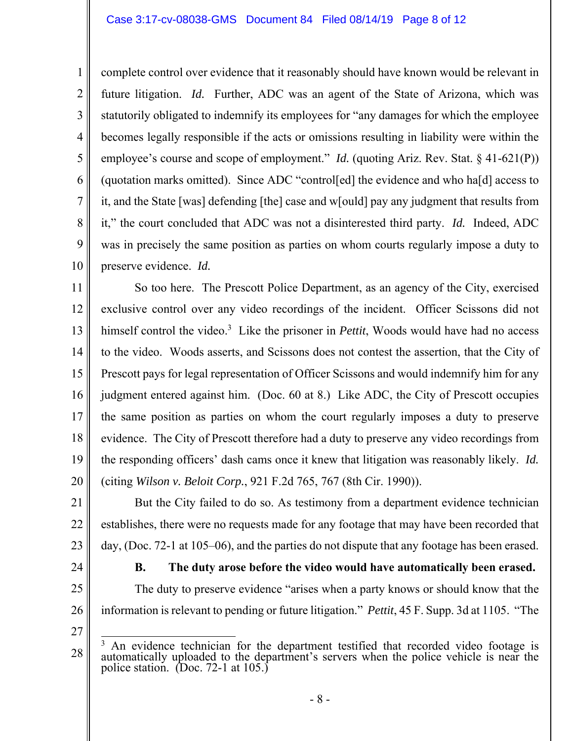complete control over evidence that it reasonably should have known would be relevant in future litigation. *Id.* Further, ADC was an agent of the State of Arizona, which was statutorily obligated to indemnify its employees for "any damages for which the employee becomes legally responsible if the acts or omissions resulting in liability were within the employee's course and scope of employment." *Id.* (quoting Ariz. Rev. Stat. § 41-621(P)) (quotation marks omitted). Since ADC "control[ed] the evidence and who ha[d] access to it, and the State [was] defending [the] case and w[ould] pay any judgment that results from it," the court concluded that ADC was not a disinterested third party. *Id.* Indeed, ADC was in precisely the same position as parties on whom courts regularly impose a duty to preserve evidence. *Id.*

So too here. The Prescott Police Department, as an agency of the City, exercised exclusive control over any video recordings of the incident. Officer Scissons did not himself control the video.[3] Like the prisoner in *Pettit*, Woods would have had no access to the video. Woods asserts, and Scissons does not contest the assertion, that the City of Prescott pays for legal representation of Officer Scissons and would indemnify him for any judgment entered against him. (Doc. 60 at 8.) Like ADC, the City of Prescott occupies the same position as parties on whom the court regularly imposes a duty to preserve evidence. The City of Prescott therefore had a duty to preserve any video recordings from the responding officers' dash cams once it knew that litigation was reasonably likely. *Id.* (citing *Wilson v. Beloit Corp.*, 921 F.2d 765, 767 (8th Cir. 1990)).

But the City failed to do so. As testimony from a department evidence technician establishes, there were no requests made for any footage that may have been recorded that day, (Doc. 72-1 at 105–06), and the parties do not dispute that any footage has been erased.

**B. The duty arose before the video would have automatically been erased.**

The duty to preserve evidence "arises when a party knows or should know that the information is relevant to pending or future litigation." *Pettit*, 45 F. Supp. 3d at 1105. "The

---

[3] An evidence technician for the department testified that recorded video footage is automatically uploaded to the department's servers when the police vehicle is near the police station. (Doc. 72-1 at 105.)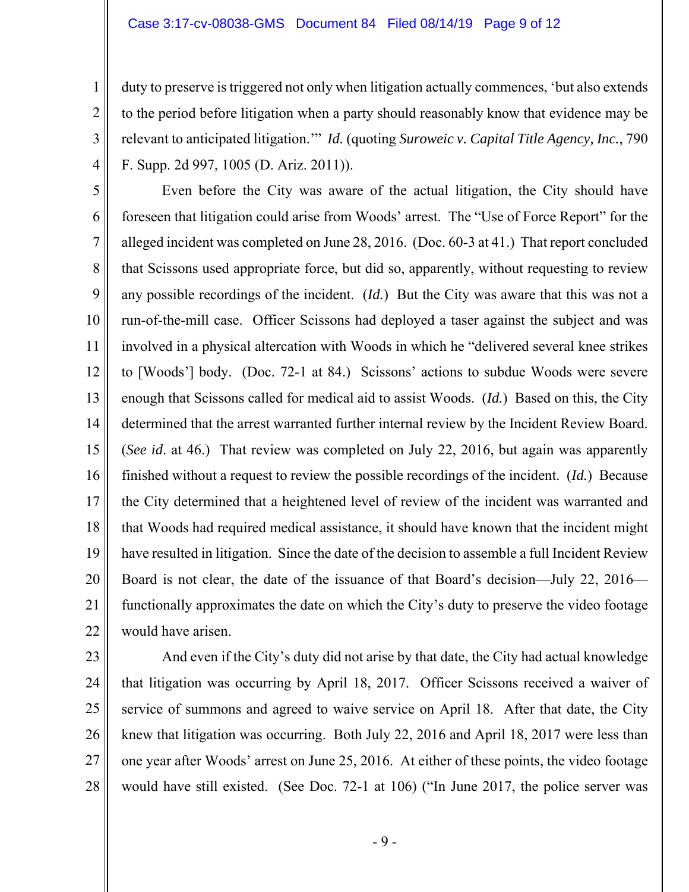duty to preserve is triggered not only when litigation actually commences, 'but also extends to the period before litigation when a party should reasonably know that evidence may be relevant to anticipated litigation.'" *Id.* (quoting *Suroweic v. Capital Title Agency, Inc.*, 790 F. Supp. 2d 997, 1005 (D. Ariz. 2011)).

Even before the City was aware of the actual litigation, the City should have foreseen that litigation could arise from Woods' arrest. The "Use of Force Report" for the alleged incident was completed on June 28, 2016. (Doc. 60-3 at 41.) That report concluded that Scissons used appropriate force, but did so, apparently, without requesting to review any possible recordings of the incident. (*Id.*) But the City was aware that this was not a run-of-the-mill case. Officer Scissons had deployed a taser against the subject and was involved in a physical altercation with Woods in which he "delivered several knee strikes to [Woods'] body. (Doc. 72-1 at 84.) Scissons' actions to subdue Woods were severe enough that Scissons called for medical aid to assist Woods. (*Id.*) Based on this, the City determined that the arrest warranted further internal review by the Incident Review Board. (*See id.* at 46.) That review was completed on July 22, 2016, but again was apparently finished without a request to review the possible recordings of the incident. (*Id.*) Because the City determined that a heightened level of review of the incident was warranted and that Woods had required medical assistance, it should have known that the incident might have resulted in litigation. Since the date of the decision to assemble a full Incident Review Board is not clear, the date of the issuance of that Board's decision—July 22, 2016—functionally approximates the date on which the City's duty to preserve the video footage would have arisen.

And even if the City's duty did not arise by that date, the City had actual knowledge that litigation was occurring by April 18, 2017. Officer Scissons received a waiver of service of summons and agreed to waive service on April 18. After that date, the City knew that litigation was occurring. Both July 22, 2016 and April 18, 2017 were less than one year after Woods' arrest on June 25, 2016. At either of these points, the video footage would have still existed. (See Doc. 72-1 at 106) ("In June 2017, the police server was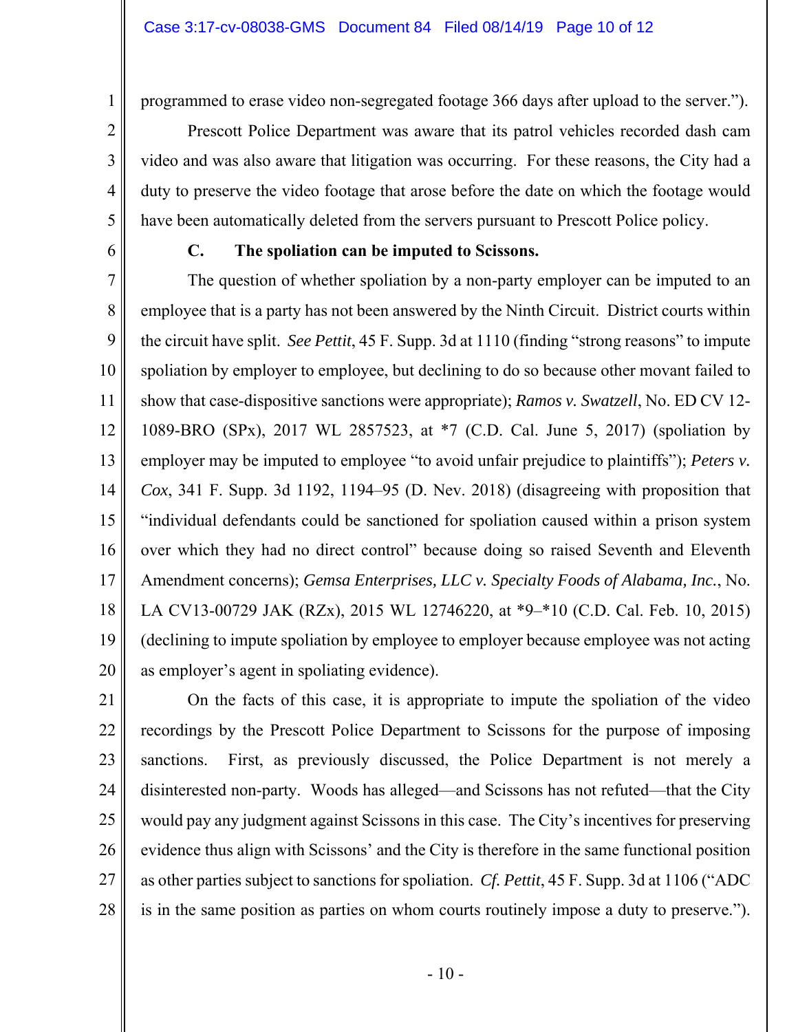programmed to erase video non-segregated footage 366 days after upload to the server.").

Prescott Police Department was aware that its patrol vehicles recorded dash cam video and was also aware that litigation was occurring. For these reasons, the City had a duty to preserve the video footage that arose before the date on which the footage would have been automatically deleted from the servers pursuant to Prescott Police policy.

**C. The spoliation can be imputed to Scissons.**

The question of whether spoliation by a non-party employer can be imputed to an employee that is a party has not been answered by the Ninth Circuit. District courts within the circuit have split. *See Pettit*, 45 F. Supp. 3d at 1110 (finding "strong reasons" to impute spoliation by employer to employee, but declining to do so because other movant failed to show that case-dispositive sanctions were appropriate); *Ramos v. Swatzell*, No. ED CV 12-1089-BRO (SPx), 2017 WL 2857523, at *7 (C.D. Cal. June 5, 2017) (spoliation by employer may be imputed to employee "to avoid unfair prejudice to plaintiffs"); *Peters v. Cox*, 341 F. Supp. 3d 1192, 1194–95 (D. Nev. 2018) (disagreeing with proposition that "individual defendants could be sanctioned for spoliation caused within a prison system over which they had no direct control" because doing so raised Seventh and Eleventh Amendment concerns); *Gemsa Enterprises, LLC v. Specialty Foods of Alabama, Inc.*, No. LA CV13-00729 JAK (RZx), 2015 WL 12746220, at *9–*10 (C.D. Cal. Feb. 10, 2015) (declining to impute spoliation by employee to employer because employee was not acting as employer's agent in spoliating evidence).

On the facts of this case, it is appropriate to impute the spoliation of the video recordings by the Prescott Police Department to Scissons for the purpose of imposing sanctions. First, as previously discussed, the Police Department is not merely a disinterested non-party. Woods has alleged—and Scissons has not refuted—that the City would pay any judgment against Scissons in this case. The City's incentives for preserving evidence thus align with Scissons' and the City is therefore in the same functional position as other parties subject to sanctions for spoliation. *Cf. Pettit*, 45 F. Supp. 3d at 1106 ("ADC is in the same position as parties on whom courts routinely impose a duty to preserve.").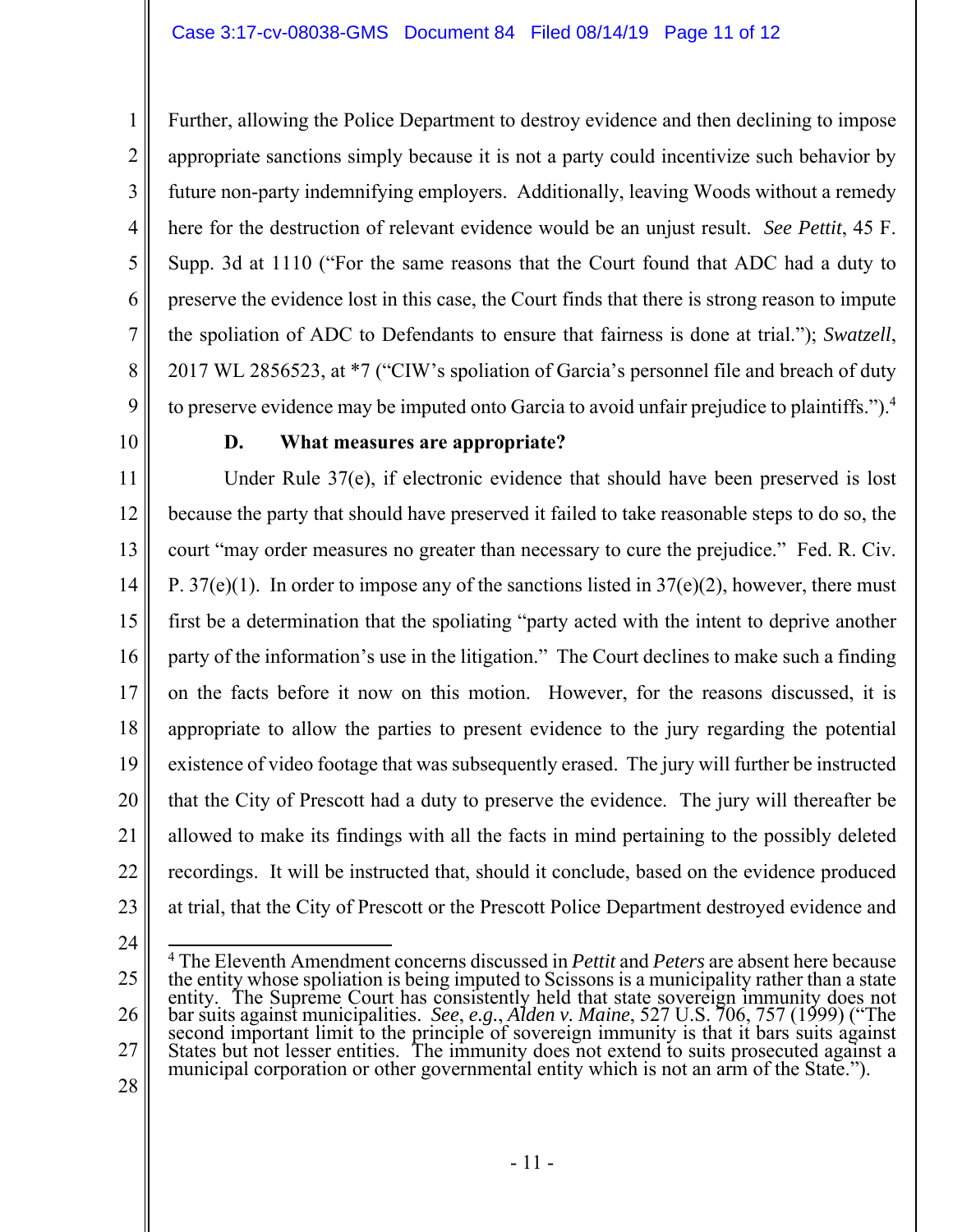Further, allowing the Police Department to destroy evidence and then declining to impose appropriate sanctions simply because it is not a party could incentivize such behavior by future non-party indemnifying employers. Additionally, leaving Woods without a remedy here for the destruction of relevant evidence would be an unjust result. *See Pettit*, 45 F. Supp. 3d at 1110 ("For the same reasons that the Court found that ADC had a duty to preserve the evidence lost in this case, the Court finds that there is strong reason to impute the spoliation of ADC to Defendants to ensure that fairness is done at trial."); *Swatzell*, 2017 WL 2856523, at *7 ("CIW's spoliation of Garcia's personnel file and breach of duty to preserve evidence may be imputed onto Garcia to avoid unfair prejudice to plaintiffs.").[4]

**D. What measures are appropriate?**

Under Rule 37(e), if electronic evidence that should have been preserved is lost because the party that should have preserved it failed to take reasonable steps to do so, the court "may order measures no greater than necessary to cure the prejudice." Fed. R. Civ. P. 37(e)(1). In order to impose any of the sanctions listed in 37(e)(2), however, there must first be a determination that the spoliating "party acted with the intent to deprive another party of the information's use in the litigation." The Court declines to make such a finding on the facts before it now on this motion. However, for the reasons discussed, it is appropriate to allow the parties to present evidence to the jury regarding the potential existence of video footage that was subsequently erased. The jury will further be instructed that the City of Prescott had a duty to preserve the evidence. The jury will thereafter be allowed to make its findings with all the facts in mind pertaining to the possibly deleted recordings. It will be instructed that, should it conclude, based on the evidence produced at trial, that the City of Prescott or the Prescott Police Department destroyed evidence and

---

[4] The Eleventh Amendment concerns discussed in *Pettit* and *Peters* are absent here because the entity whose spoliation is being imputed to Scissons is a municipality rather than a state entity. The Supreme Court has consistently held that state sovereign immunity does not bar suits against municipalities. *See*, *e.g.*, *Alden v. Maine*, 527 U.S. 706, 757 (1999) ("The second important limit to the principle of sovereign immunity is that it bars suits against States but not lesser entities. The immunity does not extend to suits prosecuted against a municipal corporation or other governmental entity which is not an arm of the State.").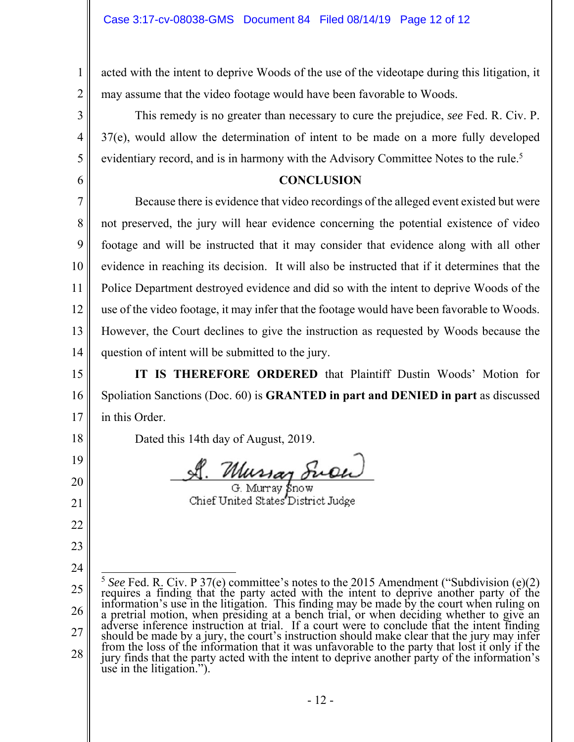acted with the intent to deprive Woods of the use of the videotape during this litigation, it may assume that the video footage would have been favorable to Woods.

This remedy is no greater than necessary to cure the prejudice, *see* Fed. R. Civ. P. 37(e), would allow the determination of intent to be made on a more fully developed evidentiary record, and is in harmony with the Advisory Committee Notes to the rule.[5]

**CONCLUSION**

Because there is evidence that video recordings of the alleged event existed but were not preserved, the jury will hear evidence concerning the potential existence of video footage and will be instructed that it may consider that evidence along with all other evidence in reaching its decision. It will also be instructed that if it determines that the Police Department destroyed evidence and did so with the intent to deprive Woods of the use of the video footage, it may infer that the footage would have been favorable to Woods. However, the Court declines to give the instruction as requested by Woods because the question of intent will be submitted to the jury.

**IT IS THEREFORE ORDERED** that Plaintiff Dustin Woods' Motion for Spoliation Sanctions (Doc. 60) is **GRANTED in part and DENIED in part** as discussed in this Order.

Dated this 14th day of August, 2019.

G. Murray Snow
Chief United States District Judge

---

[5] *See* Fed. R. Civ. P 37(e) committee's notes to the 2015 Amendment ("Subdivision (e)(2) requires a finding that the party acted with the intent to deprive another party of the information's use in the litigation. This finding may be made by the court when ruling on a pretrial motion, when presiding at a bench trial, or when deciding whether to give an adverse inference instruction at trial. If a court were to conclude that the intent finding should be made by a jury, the court's instruction should make clear that the jury may infer from the loss of the information that it was unfavorable to the party that lost it only if the jury finds that the party acted with the intent to deprive another party of the information's use in the litigation.").